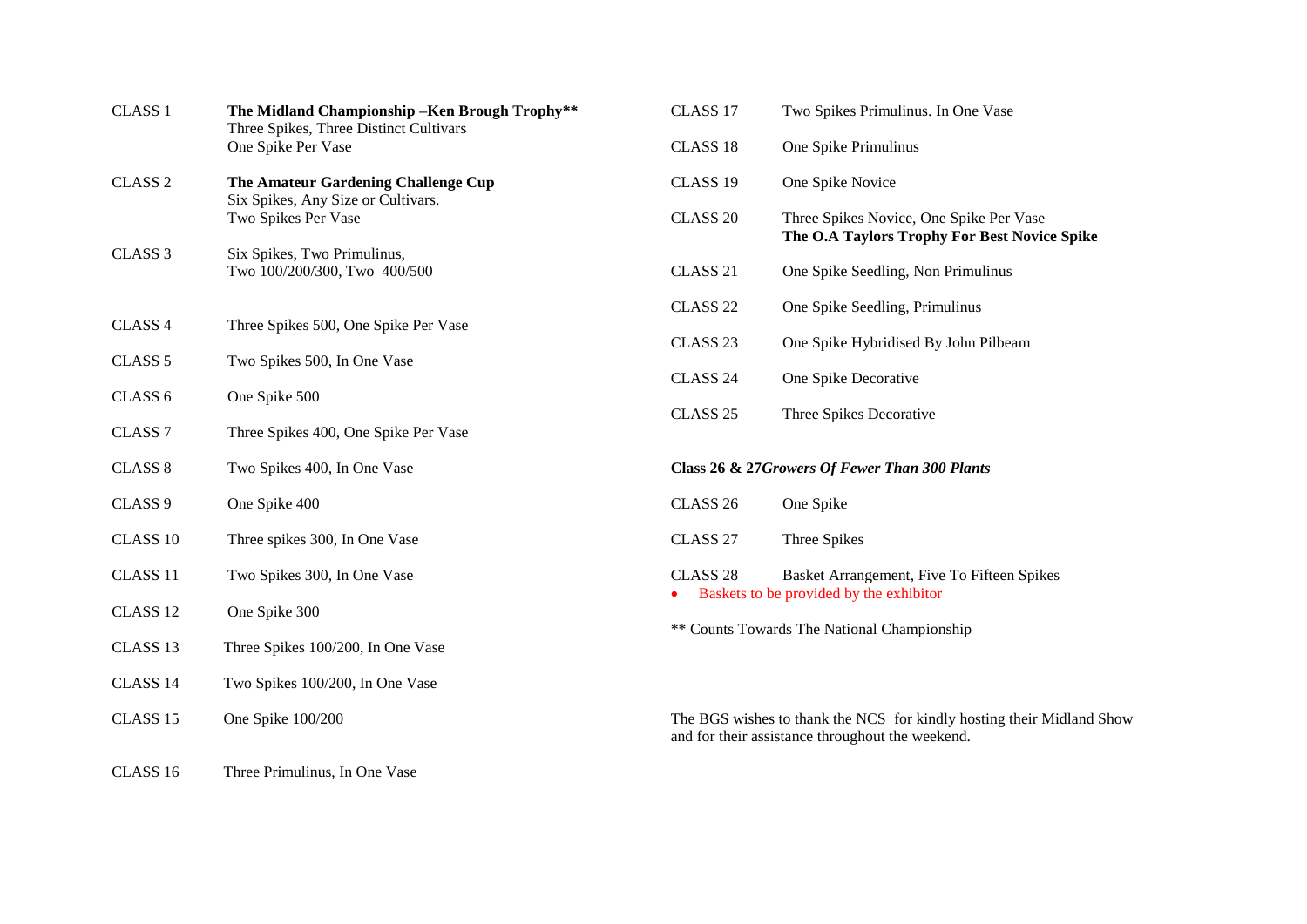CLASS 1 **The Midland Championship –Ken Brough Trophy****
Three Spikes, Three Distinct Cultivars
One Spike Per Vase

CLASS 2 **The Amateur Gardening Challenge Cup**
Six Spikes, Any Size or Cultivars.
Two Spikes Per Vase

CLASS 3 Six Spikes, Two Primulinus,
Two 100/200/300, Two 400/500

CLASS 4 Three Spikes 500, One Spike Per Vase

CLASS 5 Two Spikes 500, In One Vase

CLASS 6 One Spike 500

CLASS 7 Three Spikes 400, One Spike Per Vase

CLASS 8 Two Spikes 400, In One Vase

CLASS 9 One Spike 400

CLASS 10 Three spikes 300, In One Vase

CLASS 11 Two Spikes 300, In One Vase

CLASS 12 One Spike 300

CLASS 13 Three Spikes 100/200, In One Vase

CLASS 14 Two Spikes 100/200, In One Vase

CLASS 15 One Spike 100/200

CLASS 16 Three Primulinus, In One Vase

CLASS 17 Two Spikes Primulinus. In One Vase

CLASS 18 One Spike Primulinus

CLASS 19 One Spike Novice

CLASS 20 Three Spikes Novice, One Spike Per Vase
**The O.A Taylors Trophy For Best Novice Spike**

CLASS 21 One Spike Seedling, Non Primulinus

CLASS 22 One Spike Seedling, Primulinus

CLASS 23 One Spike Hybridised By John Pilbeam

CLASS 24 One Spike Decorative

CLASS 25 Three Spikes Decorative

**Class 26 & 27*Growers Of Fewer Than 300 Plants***

CLASS 26 One Spike

CLASS 27 Three Spikes

CLASS 28 Basket Arrangement, Five To Fifteen Spikes

- Baskets to be provided by the exhibitor

** Counts Towards The National Championship

The BGS wishes to thank the NCS for kindly hosting their Midland Show and for their assistance throughout the weekend.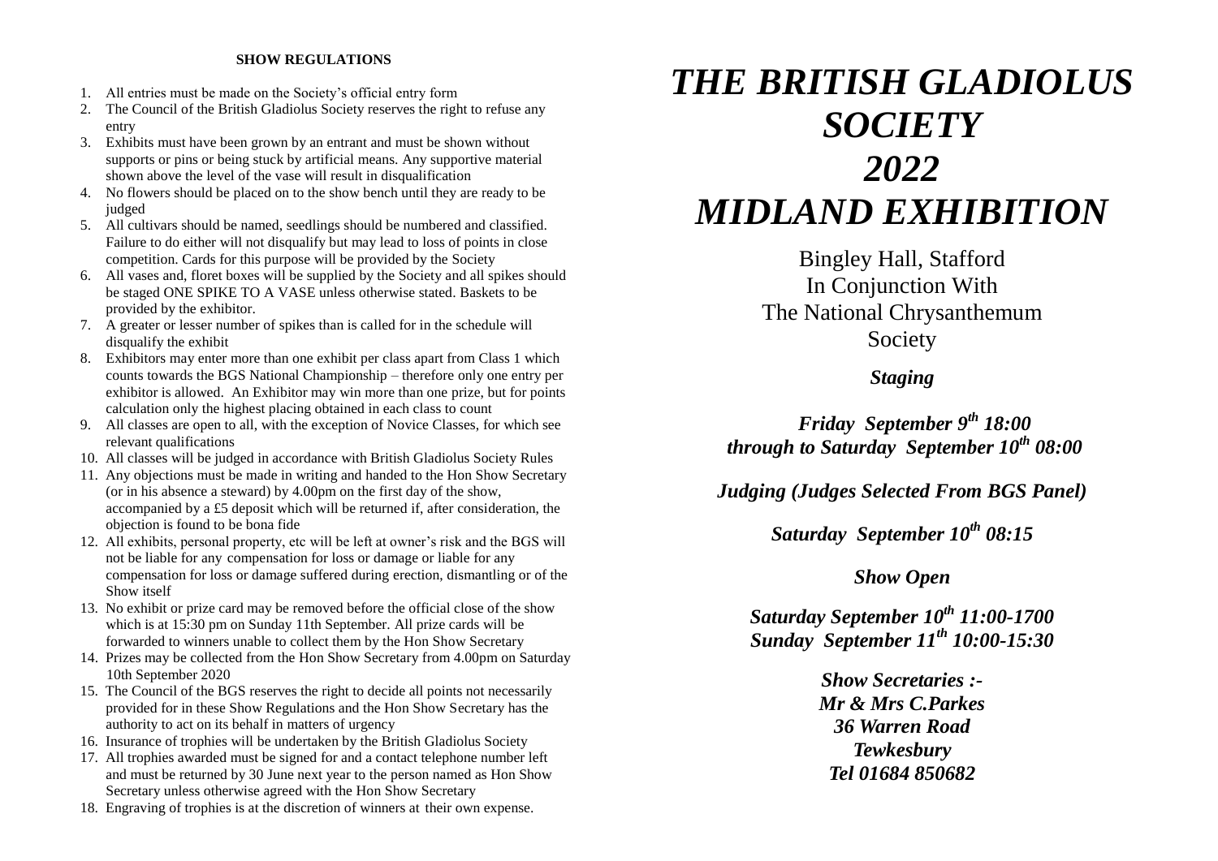**SHOW REGULATIONS**

1. All entries must be made on the Society's official entry form
2. The Council of the British Gladiolus Society reserves the right to refuse any entry
3. Exhibits must have been grown by an entrant and must be shown without supports or pins or being stuck by artificial means. Any supportive material shown above the level of the vase will result in disqualification
4. No flowers should be placed on to the show bench until they are ready to be judged
5. All cultivars should be named, seedlings should be numbered and classified. Failure to do either will not disqualify but may lead to loss of points in close competition. Cards for this purpose will be provided by the Society
6. All vases and, floret boxes will be supplied by the Society and all spikes should be staged ONE SPIKE TO A VASE unless otherwise stated. Baskets to be provided by the exhibitor.
7. A greater or lesser number of spikes than is called for in the schedule will disqualify the exhibit
8. Exhibitors may enter more than one exhibit per class apart from Class 1 which counts towards the BGS National Championship – therefore only one entry per exhibitor is allowed. An Exhibitor may win more than one prize, but for points calculation only the highest placing obtained in each class to count
9. All classes are open to all, with the exception of Novice Classes, for which see relevant qualifications
10. All classes will be judged in accordance with British Gladiolus Society Rules
11. Any objections must be made in writing and handed to the Hon Show Secretary (or in his absence a steward) by 4.00pm on the first day of the show, accompanied by a £5 deposit which will be returned if, after consideration, the objection is found to be bona fide
12. All exhibits, personal property, etc will be left at owner's risk and the BGS will not be liable for any compensation for loss or damage or liable for any compensation for loss or damage suffered during erection, dismantling or of the Show itself
13. No exhibit or prize card may be removed before the official close of the show which is at 15:30 pm on Sunday 11th September. All prize cards will be forwarded to winners unable to collect them by the Hon Show Secretary
14. Prizes may be collected from the Hon Show Secretary from 4.00pm on Saturday 10th September 2020
15. The Council of the BGS reserves the right to decide all points not necessarily provided for in these Show Regulations and the Hon Show Secretary has the authority to act on its behalf in matters of urgency
16. Insurance of trophies will be undertaken by the British Gladiolus Society
17. All trophies awarded must be signed for and a contact telephone number left and must be returned by 30 June next year to the person named as Hon Show Secretary unless otherwise agreed with the Hon Show Secretary
18. Engraving of trophies is at the discretion of winners at their own expense.

# *THE BRITISH GLADIOLUS SOCIETY 2022 MIDLAND EXHIBITION*

Bingley Hall, Stafford
In Conjunction With
The National Chrysanthemum Society

***Staging***

***Friday September 9th 18:00 through to Saturday September 10th 08:00***

***Judging (Judges Selected From BGS Panel)***

***Saturday September 10th 08:15***

***Show Open***

***Saturday September 10th 11:00-1700***
***Sunday September 11th 10:00-15:30***

***Show Secretaries :-***
***Mr & Mrs C.Parkes***
***36 Warren Road***
***Tewkesbury***
***Tel 01684 850682***